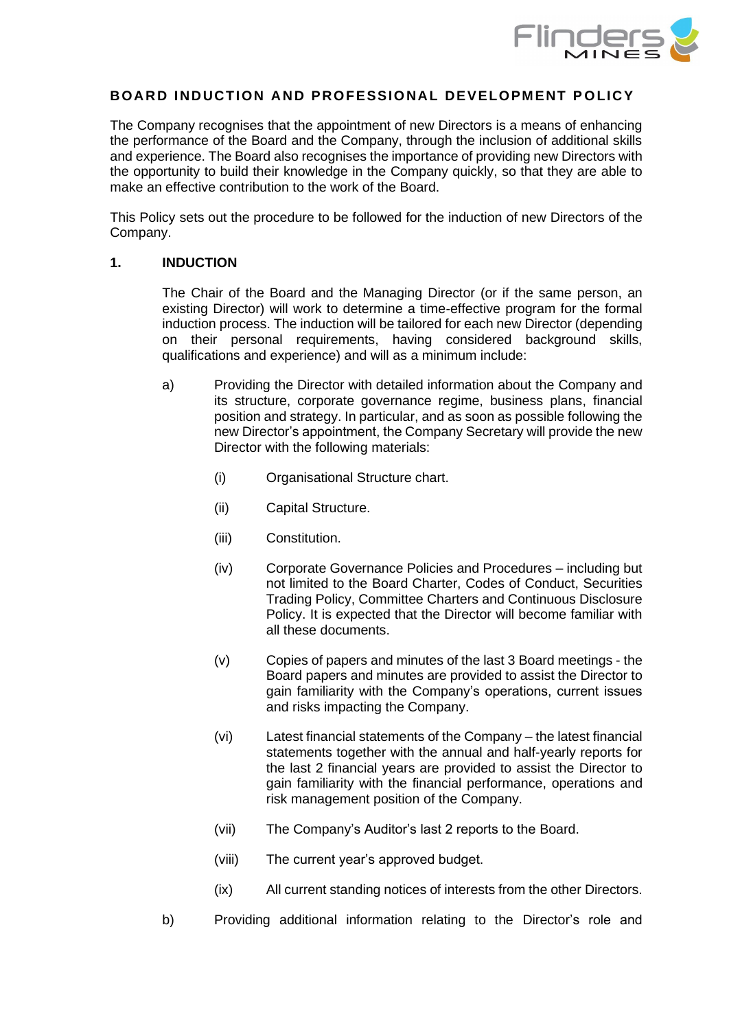# BOARD INDUCTION AND PROFESSIONAL DEVELOPMENT POLICY

The Company recognises that the appointment of new Directors is a means of enhancing the performance of the Board and the Company, through the inclusion of additional skills and experience. The Board also recognises the importance of providing new Directors with the opportunity to build their knowledge in the Company quickly, so that they are able to make an effective contribution to the work of the Board.

This Policy sets out the procedure to be followed for the induction of new Directors of the Company.

## 1. INDUCTION

The Chair of the Board and the Managing Director (or if the same person, an existing Director) will work to determine a time-effective program for the formal induction process. The induction will be tailored for each new Director (depending on their personal requirements, having considered background skills, qualifications and experience) and will as a minimum include:

a) Providing the Director with detailed information about the Company and its structure, corporate governance regime, business plans, financial position and strategy. In particular, and as soon as possible following the new Director's appointment, the Company Secretary will provide the new Director with the following materials:

   (i) Organisational Structure chart.

   (ii) Capital Structure.

   (iii) Constitution.

   (iv) Corporate Governance Policies and Procedures – including but not limited to the Board Charter, Codes of Conduct, Securities Trading Policy, Committee Charters and Continuous Disclosure Policy. It is expected that the Director will become familiar with all these documents.

   (v) Copies of papers and minutes of the last 3 Board meetings - the Board papers and minutes are provided to assist the Director to gain familiarity with the Company's operations, current issues and risks impacting the Company.

   (vi) Latest financial statements of the Company – the latest financial statements together with the annual and half-yearly reports for the last 2 financial years are provided to assist the Director to gain familiarity with the financial performance, operations and risk management position of the Company.

   (vii) The Company's Auditor's last 2 reports to the Board.

   (viii) The current year's approved budget.

   (ix) All current standing notices of interests from the other Directors.

b) Providing additional information relating to the Director's role and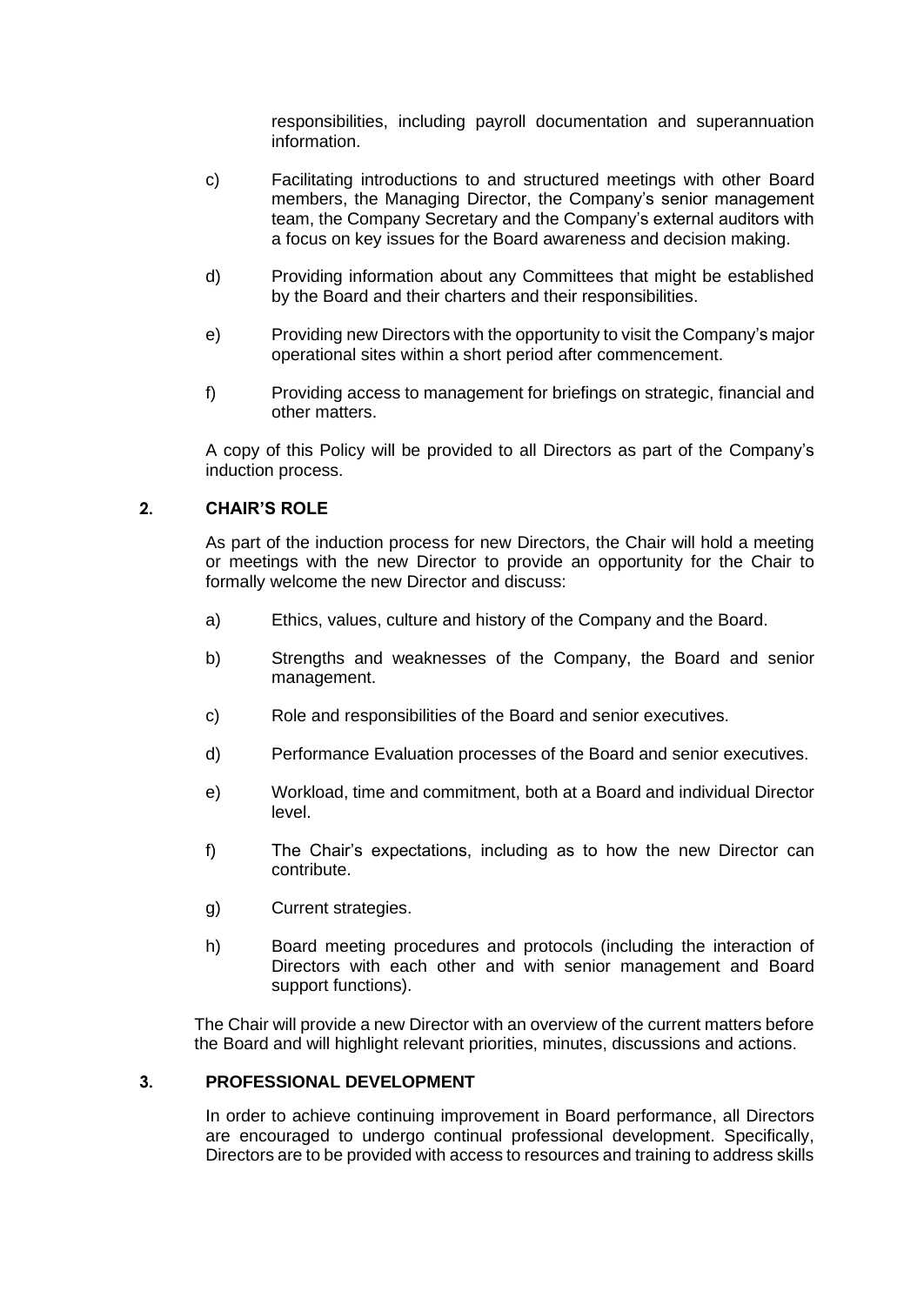responsibilities, including payroll documentation and superannuation information.

c) Facilitating introductions to and structured meetings with other Board members, the Managing Director, the Company's senior management team, the Company Secretary and the Company's external auditors with a focus on key issues for the Board awareness and decision making.

d) Providing information about any Committees that might be established by the Board and their charters and their responsibilities.

e) Providing new Directors with the opportunity to visit the Company's major operational sites within a short period after commencement.

f) Providing access to management for briefings on strategic, financial and other matters.

A copy of this Policy will be provided to all Directors as part of the Company's induction process.

## 2. CHAIR'S ROLE

As part of the induction process for new Directors, the Chair will hold a meeting or meetings with the new Director to provide an opportunity for the Chair to formally welcome the new Director and discuss:

a) Ethics, values, culture and history of the Company and the Board.

b) Strengths and weaknesses of the Company, the Board and senior management.

c) Role and responsibilities of the Board and senior executives.

d) Performance Evaluation processes of the Board and senior executives.

e) Workload, time and commitment, both at a Board and individual Director level.

f) The Chair's expectations, including as to how the new Director can contribute.

g) Current strategies.

h) Board meeting procedures and protocols (including the interaction of Directors with each other and with senior management and Board support functions).

The Chair will provide a new Director with an overview of the current matters before the Board and will highlight relevant priorities, minutes, discussions and actions.

## 3. PROFESSIONAL DEVELOPMENT

In order to achieve continuing improvement in Board performance, all Directors are encouraged to undergo continual professional development. Specifically, Directors are to be provided with access to resources and training to address skills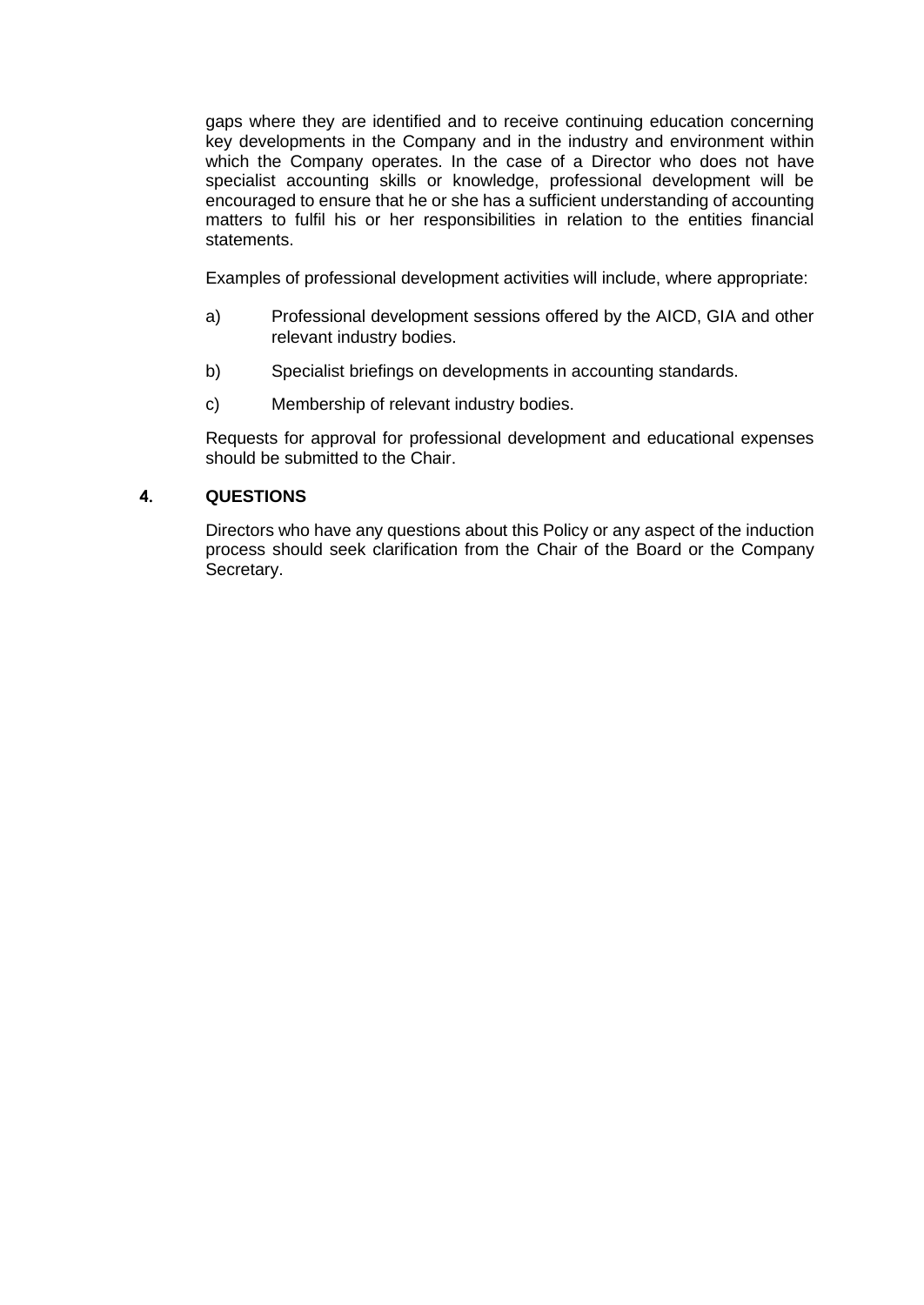gaps where they are identified and to receive continuing education concerning key developments in the Company and in the industry and environment within which the Company operates. In the case of a Director who does not have specialist accounting skills or knowledge, professional development will be encouraged to ensure that he or she has a sufficient understanding of accounting matters to fulfil his or her responsibilities in relation to the entities financial statements.

Examples of professional development activities will include, where appropriate:

a) Professional development sessions offered by the AICD, GIA and other relevant industry bodies.

b) Specialist briefings on developments in accounting standards.

c) Membership of relevant industry bodies.

Requests for approval for professional development and educational expenses should be submitted to the Chair.

## 4. QUESTIONS

Directors who have any questions about this Policy or any aspect of the induction process should seek clarification from the Chair of the Board or the Company Secretary.